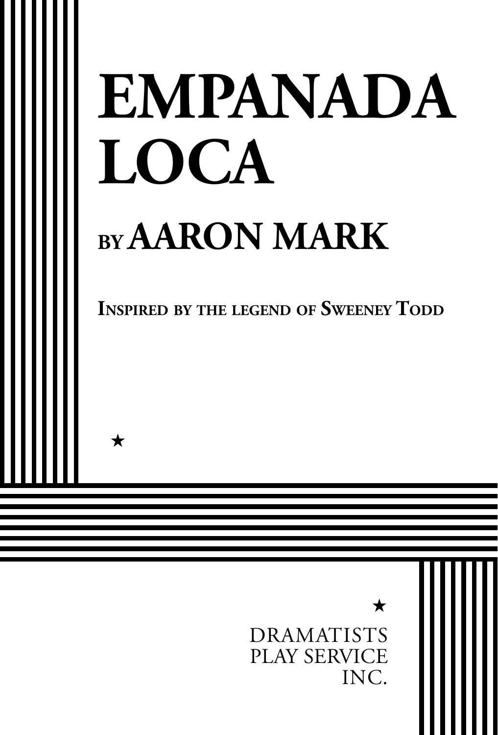# EMPANADA LOCA

## BY AARON MARK

**INSPIRED BY THE LEGEND OF SWEENEY TODD**

★

★

DRAMATISTS PLAY SERVICE INC.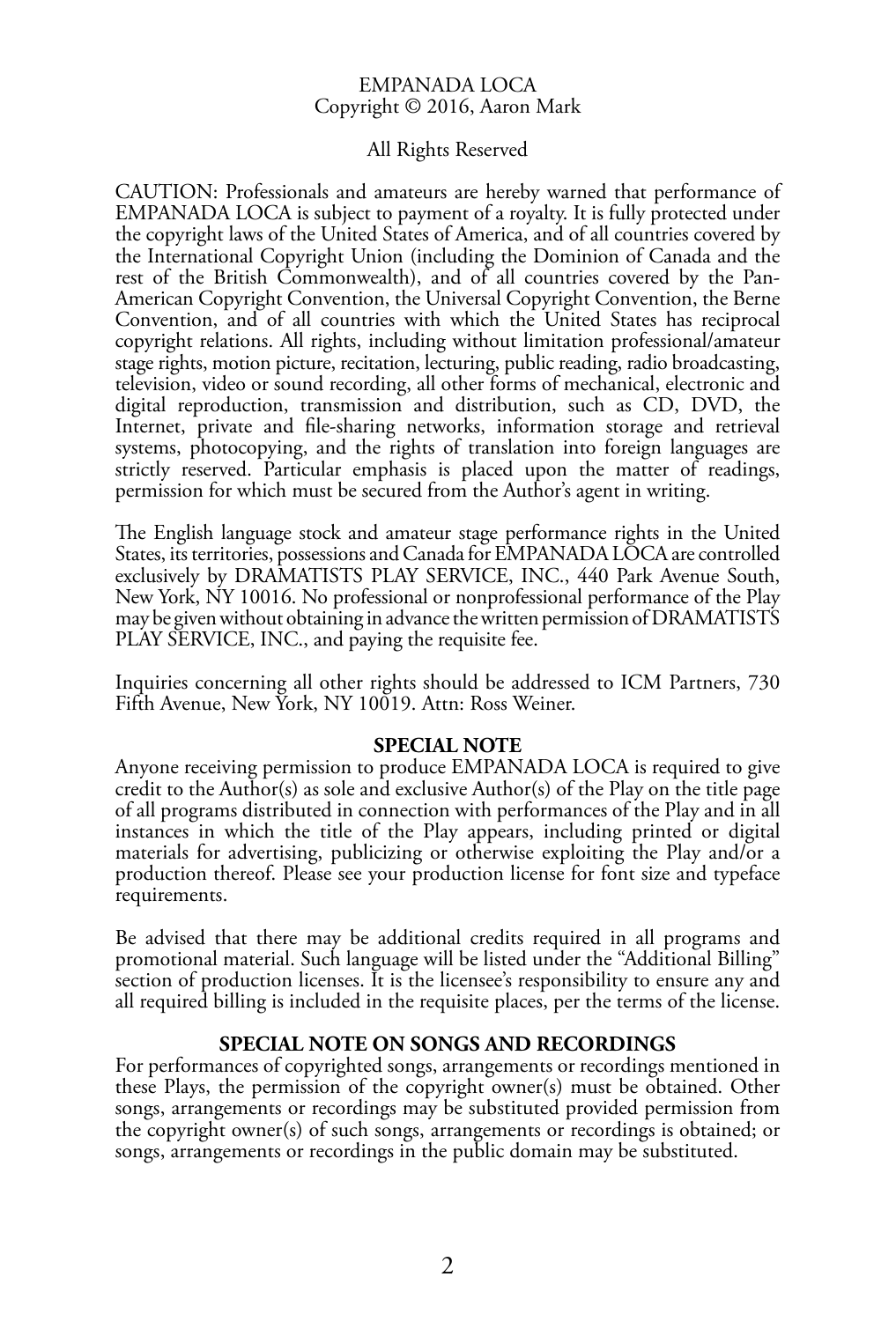EMPANADA LOCA
Copyright © 2016, Aaron Mark

All Rights Reserved

CAUTION: Professionals and amateurs are hereby warned that performance of EMPANADA LOCA is subject to payment of a royalty. It is fully protected under the copyright laws of the United States of America, and of all countries covered by the International Copyright Union (including the Dominion of Canada and the rest of the British Commonwealth), and of all countries covered by the Pan-American Copyright Convention, the Universal Copyright Convention, the Berne Convention, and of all countries with which the United States has reciprocal copyright relations. All rights, including without limitation professional/amateur stage rights, motion picture, recitation, lecturing, public reading, radio broadcasting, television, video or sound recording, all other forms of mechanical, electronic and digital reproduction, transmission and distribution, such as CD, DVD, the Internet, private and file-sharing networks, information storage and retrieval systems, photocopying, and the rights of translation into foreign languages are strictly reserved. Particular emphasis is placed upon the matter of readings, permission for which must be secured from the Author's agent in writing.

The English language stock and amateur stage performance rights in the United States, its territories, possessions and Canada for EMPANADA LOCA are controlled exclusively by DRAMATISTS PLAY SERVICE, INC., 440 Park Avenue South, New York, NY 10016. No professional or nonprofessional performance of the Play may be given without obtaining in advance the written permission of DRAMATISTS PLAY SERVICE, INC., and paying the requisite fee.

Inquiries concerning all other rights should be addressed to ICM Partners, 730 Fifth Avenue, New York, NY 10019. Attn: Ross Weiner.

**SPECIAL NOTE**

Anyone receiving permission to produce EMPANADA LOCA is required to give credit to the Author(s) as sole and exclusive Author(s) of the Play on the title page of all programs distributed in connection with performances of the Play and in all instances in which the title of the Play appears, including printed or digital materials for advertising, publicizing or otherwise exploiting the Play and/or a production thereof. Please see your production license for font size and typeface requirements.

Be advised that there may be additional credits required in all programs and promotional material. Such language will be listed under the "Additional Billing" section of production licenses. It is the licensee's responsibility to ensure any and all required billing is included in the requisite places, per the terms of the license.

**SPECIAL NOTE ON SONGS AND RECORDINGS**

For performances of copyrighted songs, arrangements or recordings mentioned in these Plays, the permission of the copyright owner(s) must be obtained. Other songs, arrangements or recordings may be substituted provided permission from the copyright owner(s) of such songs, arrangements or recordings is obtained; or songs, arrangements or recordings in the public domain may be substituted.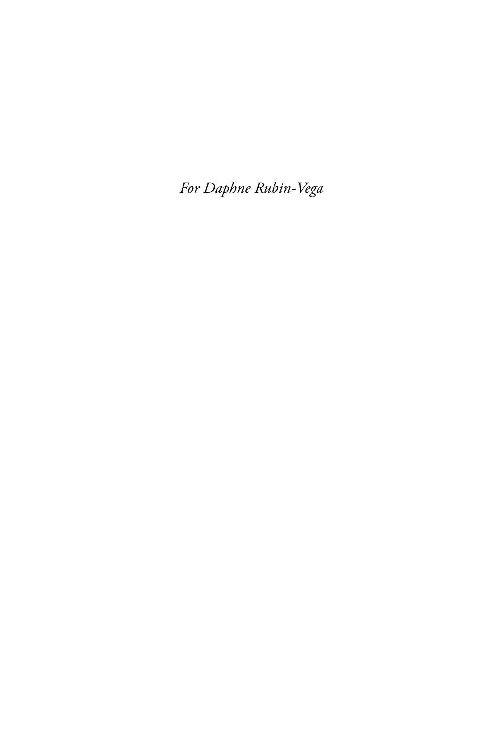*For Daphne Rubin-Vega*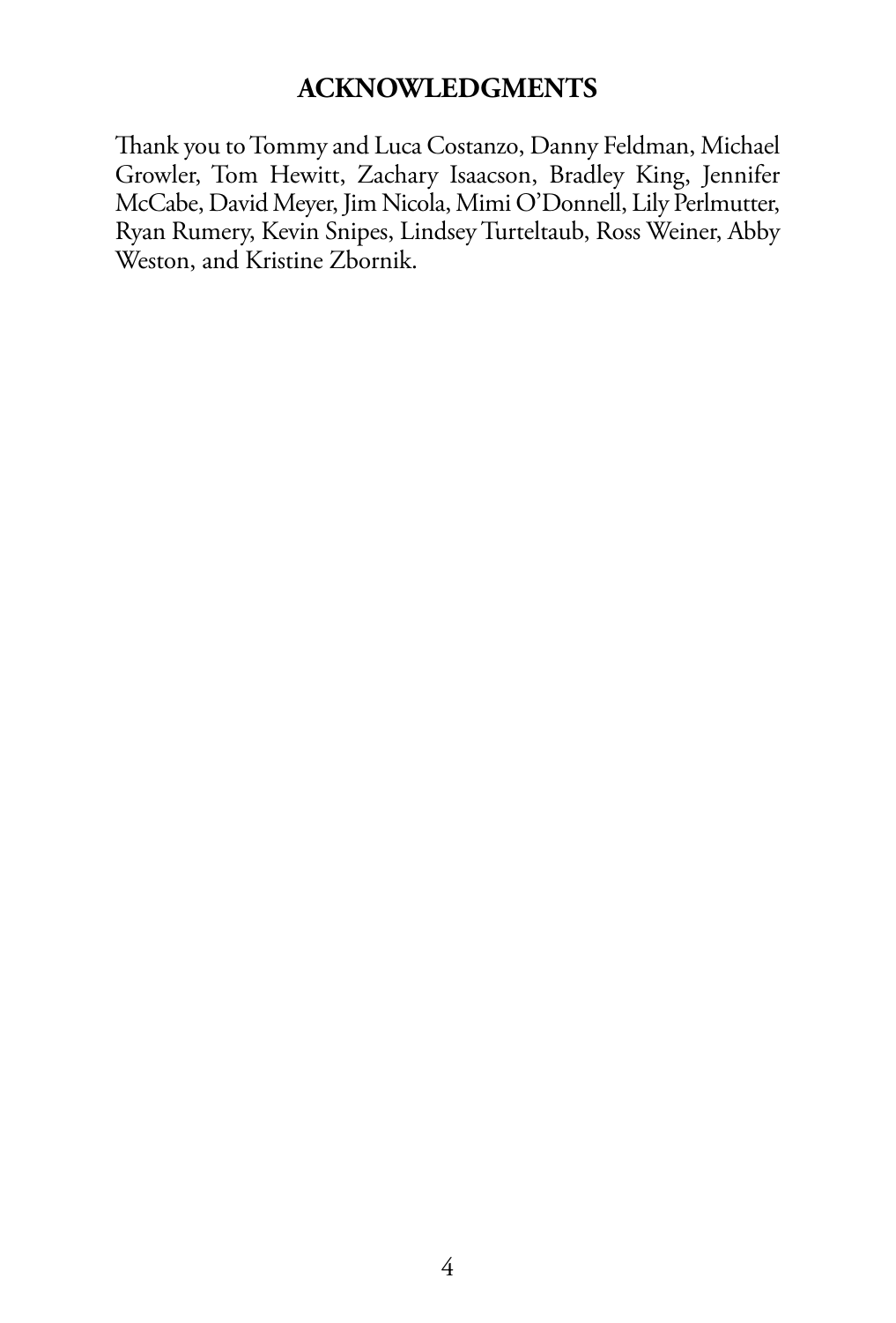# ACKNOWLEDGMENTS

Thank you to Tommy and Luca Costanzo, Danny Feldman, Michael Growler, Tom Hewitt, Zachary Isaacson, Bradley King, Jennifer McCabe, David Meyer, Jim Nicola, Mimi O'Donnell, Lily Perlmutter, Ryan Rumery, Kevin Snipes, Lindsey Turteltaub, Ross Weiner, Abby Weston, and Kristine Zbornik.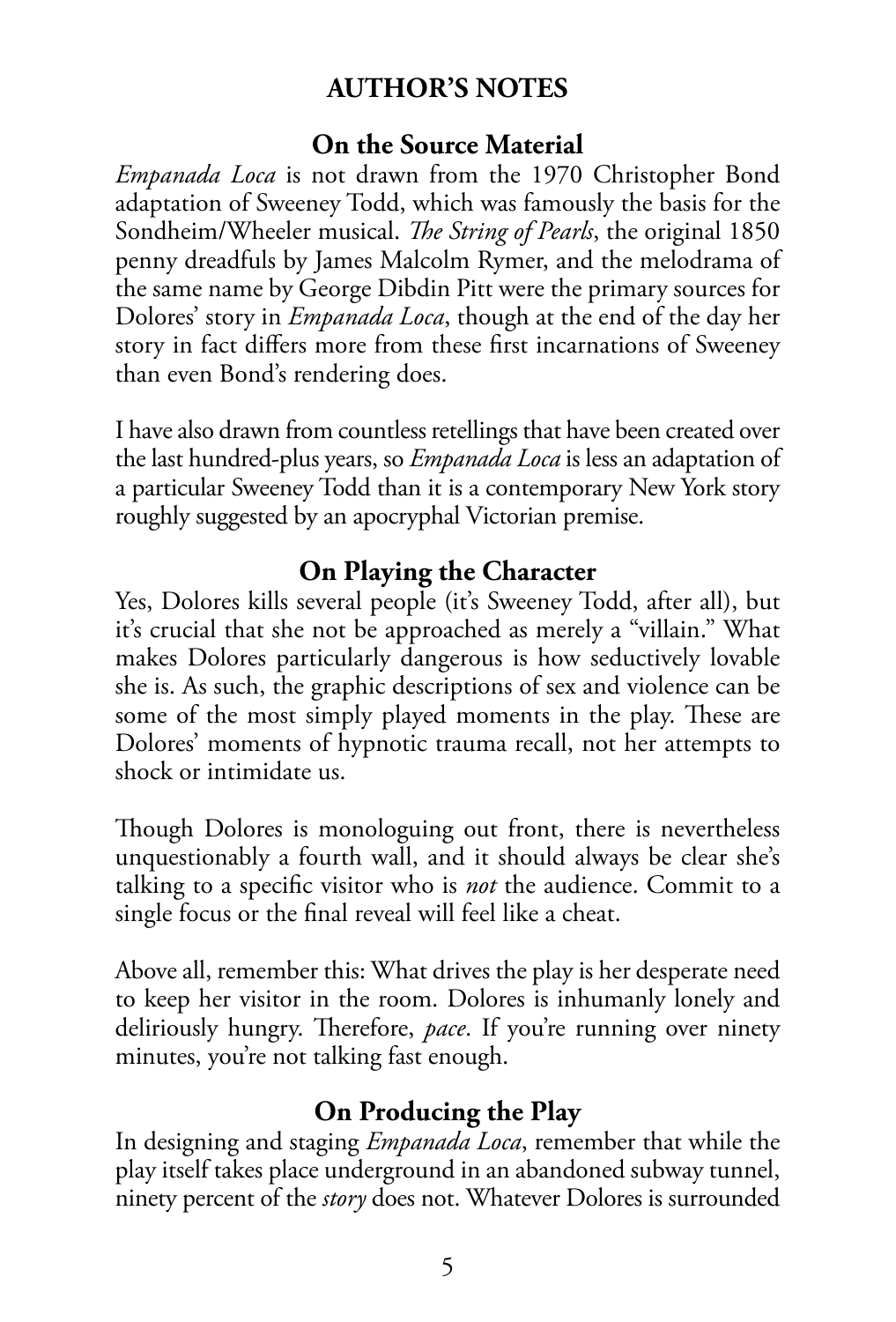# AUTHOR'S NOTES

## On the Source Material

*Empanada Loca* is not drawn from the 1970 Christopher Bond adaptation of Sweeney Todd, which was famously the basis for the Sondheim/Wheeler musical. *The String of Pearls*, the original 1850 penny dreadfuls by James Malcolm Rymer, and the melodrama of the same name by George Dibdin Pitt were the primary sources for Dolores' story in *Empanada Loca*, though at the end of the day her story in fact differs more from these first incarnations of Sweeney than even Bond's rendering does.

I have also drawn from countless retellings that have been created over the last hundred-plus years, so *Empanada Loca* is less an adaptation of a particular Sweeney Todd than it is a contemporary New York story roughly suggested by an apocryphal Victorian premise.

## On Playing the Character

Yes, Dolores kills several people (it's Sweeney Todd, after all), but it's crucial that she not be approached as merely a "villain." What makes Dolores particularly dangerous is how seductively lovable she is. As such, the graphic descriptions of sex and violence can be some of the most simply played moments in the play. These are Dolores' moments of hypnotic trauma recall, not her attempts to shock or intimidate us.

Though Dolores is monologuing out front, there is nevertheless unquestionably a fourth wall, and it should always be clear she's talking to a specific visitor who is *not* the audience. Commit to a single focus or the final reveal will feel like a cheat.

Above all, remember this: What drives the play is her desperate need to keep her visitor in the room. Dolores is inhumanly lonely and deliriously hungry. Therefore, *pace*. If you're running over ninety minutes, you're not talking fast enough.

## On Producing the Play

In designing and staging *Empanada Loca*, remember that while the play itself takes place underground in an abandoned subway tunnel, ninety percent of the *story* does not. Whatever Dolores is surrounded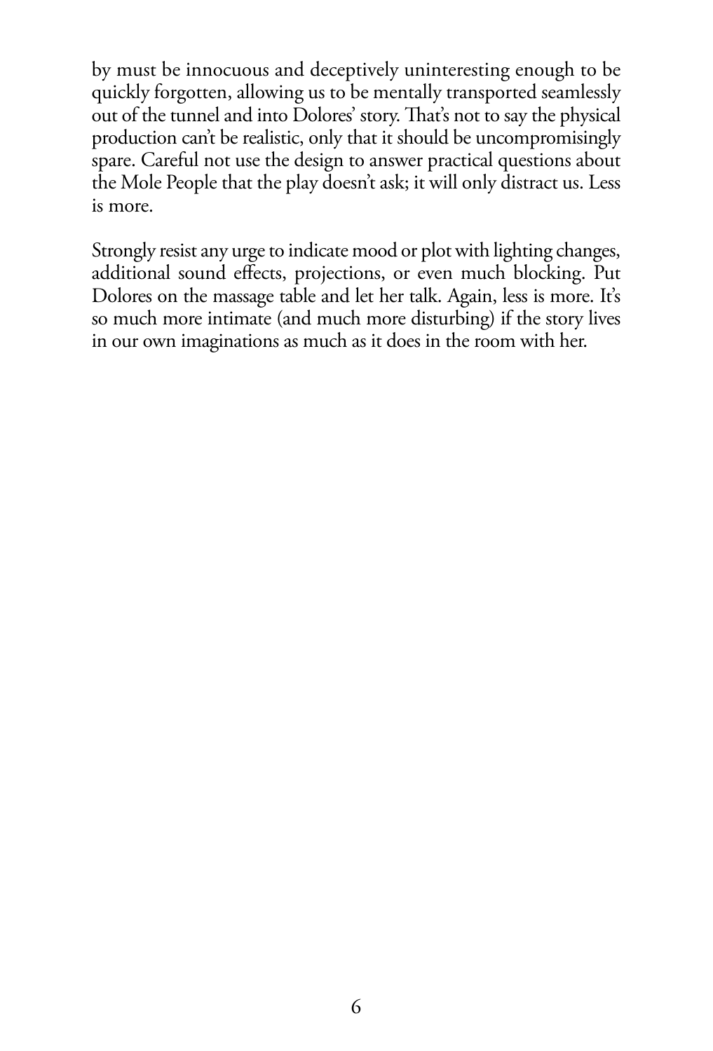by must be innocuous and deceptively uninteresting enough to be quickly forgotten, allowing us to be mentally transported seamlessly out of the tunnel and into Dolores' story. That's not to say the physical production can't be realistic, only that it should be uncompromisingly spare. Careful not use the design to answer practical questions about the Mole People that the play doesn't ask; it will only distract us. Less is more.

Strongly resist any urge to indicate mood or plot with lighting changes, additional sound effects, projections, or even much blocking. Put Dolores on the massage table and let her talk. Again, less is more. It's so much more intimate (and much more disturbing) if the story lives in our own imaginations as much as it does in the room with her.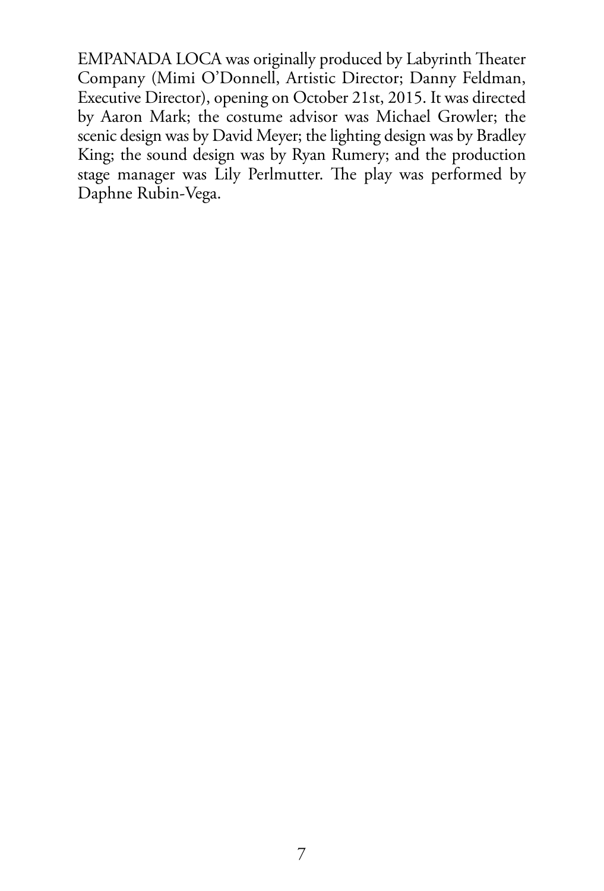EMPANADA LOCA was originally produced by Labyrinth Theater Company (Mimi O'Donnell, Artistic Director; Danny Feldman, Executive Director), opening on October 21st, 2015. It was directed by Aaron Mark; the costume advisor was Michael Growler; the scenic design was by David Meyer; the lighting design was by Bradley King; the sound design was by Ryan Rumery; and the production stage manager was Lily Perlmutter. The play was performed by Daphne Rubin-Vega.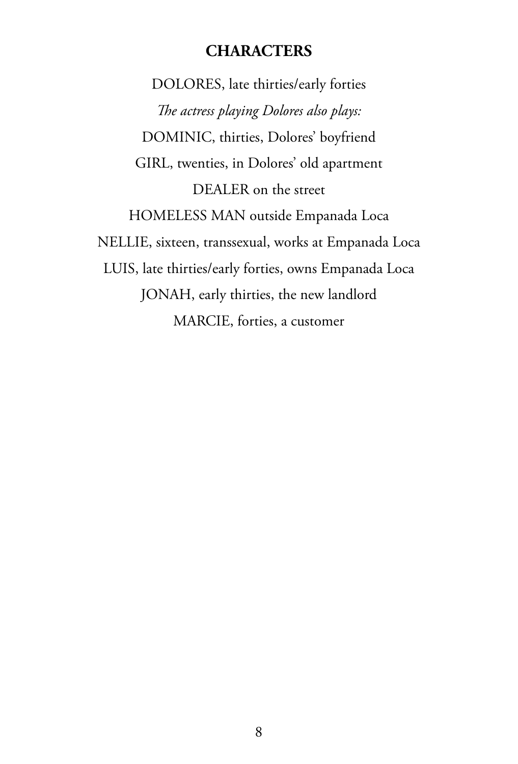## CHARACTERS

DOLORES, late thirties/early forties

*The actress playing Dolores also plays:*

DOMINIC, thirties, Dolores' boyfriend

GIRL, twenties, in Dolores' old apartment

DEALER on the street

HOMELESS MAN outside Empanada Loca

NELLIE, sixteen, transsexual, works at Empanada Loca

LUIS, late thirties/early forties, owns Empanada Loca

JONAH, early thirties, the new landlord

MARCIE, forties, a customer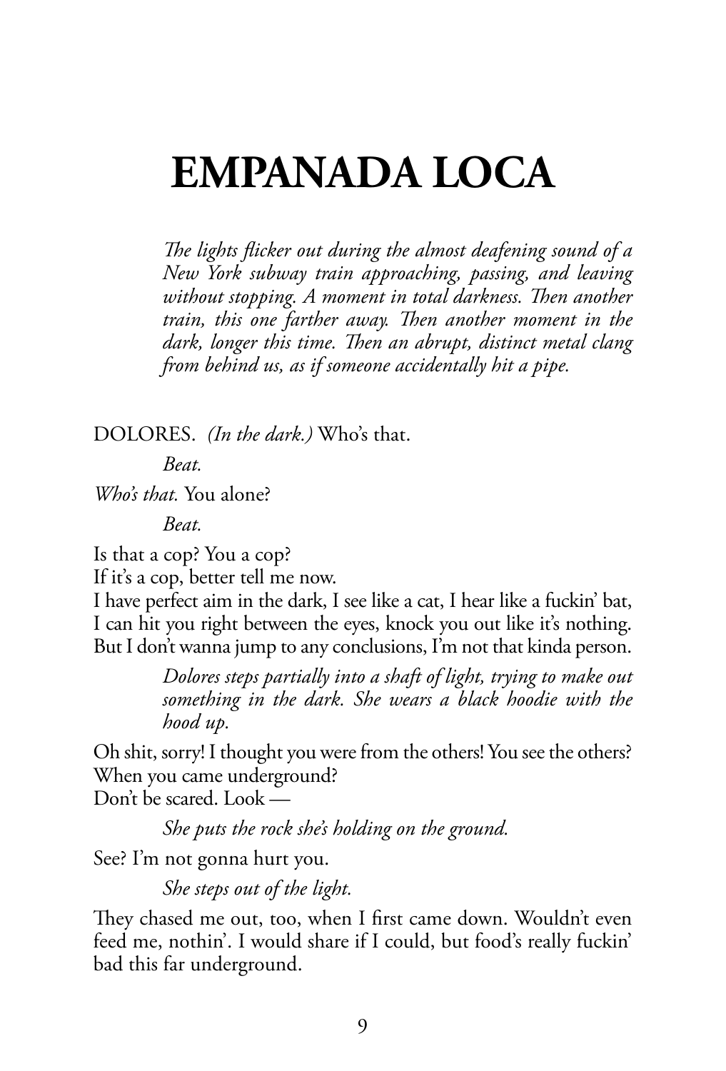# EMPANADA LOCA

*The lights flicker out during the almost deafening sound of a New York subway train approaching, passing, and leaving without stopping. A moment in total darkness. Then another train, this one farther away. Then another moment in the dark, longer this time. Then an abrupt, distinct metal clang from behind us, as if someone accidentally hit a pipe.*

DOLORES. *(In the dark.)* Who's that.

*Beat.*

*Who's that.* You alone?

*Beat.*

Is that a cop? You a cop?
If it's a cop, better tell me now.
I have perfect aim in the dark, I see like a cat, I hear like a fuckin' bat, I can hit you right between the eyes, knock you out like it's nothing. But I don't wanna jump to any conclusions, I'm not that kinda person.

*Dolores steps partially into a shaft of light, trying to make out something in the dark. She wears a black hoodie with the hood up.*

Oh shit, sorry! I thought you were from the others! You see the others? When you came underground?
Don't be scared. Look —

*She puts the rock she's holding on the ground.*

See? I'm not gonna hurt you.

*She steps out of the light.*

They chased me out, too, when I first came down. Wouldn't even feed me, nothin'. I would share if I could, but food's really fuckin' bad this far underground.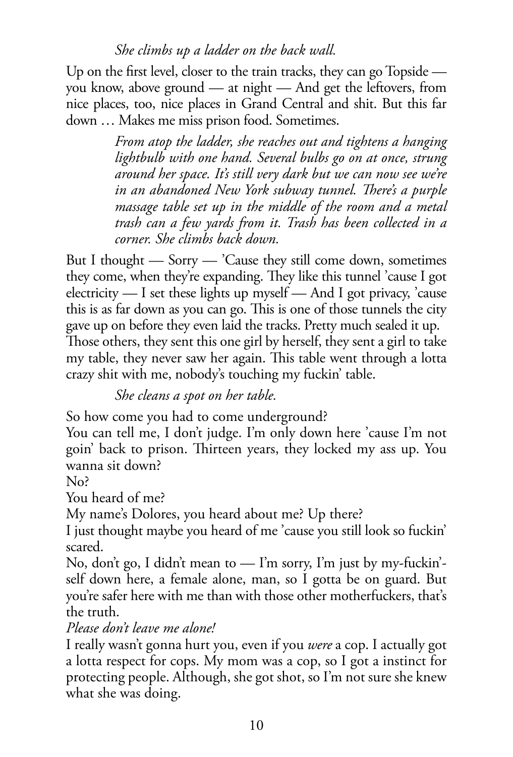*She climbs up a ladder on the back wall.*

Up on the first level, closer to the train tracks, they can go Topside — you know, above ground — at night — And get the leftovers, from nice places, too, nice places in Grand Central and shit. But this far down … Makes me miss prison food. Sometimes.

> *From atop the ladder, she reaches out and tightens a hanging lightbulb with one hand. Several bulbs go on at once, strung around her space. It's still very dark but we can now see we're in an abandoned New York subway tunnel. There's a purple massage table set up in the middle of the room and a metal trash can a few yards from it. Trash has been collected in a corner. She climbs back down.*

But I thought — Sorry — 'Cause they still come down, sometimes they come, when they're expanding. They like this tunnel 'cause I got electricity — I set these lights up myself — And I got privacy, 'cause this is as far down as you can go. This is one of those tunnels the city gave up on before they even laid the tracks. Pretty much sealed it up. Those others, they sent this one girl by herself, they sent a girl to take my table, they never saw her again. This table went through a lotta crazy shit with me, nobody's touching my fuckin' table.

*She cleans a spot on her table.*

So how come you had to come underground?

You can tell me, I don't judge. I'm only down here 'cause I'm not goin' back to prison. Thirteen years, they locked my ass up. You wanna sit down?

No?

You heard of me?

My name's Dolores, you heard about me? Up there?

I just thought maybe you heard of me 'cause you still look so fuckin' scared.

No, don't go, I didn't mean to — I'm sorry, I'm just by my-fuckin'-self down here, a female alone, man, so I gotta be on guard. But you're safer here with me than with those other motherfuckers, that's the truth.

*Please don't leave me alone!*

I really wasn't gonna hurt you, even if you *were* a cop. I actually got a lotta respect for cops. My mom was a cop, so I got a instinct for protecting people. Although, she got shot, so I'm not sure she knew what she was doing.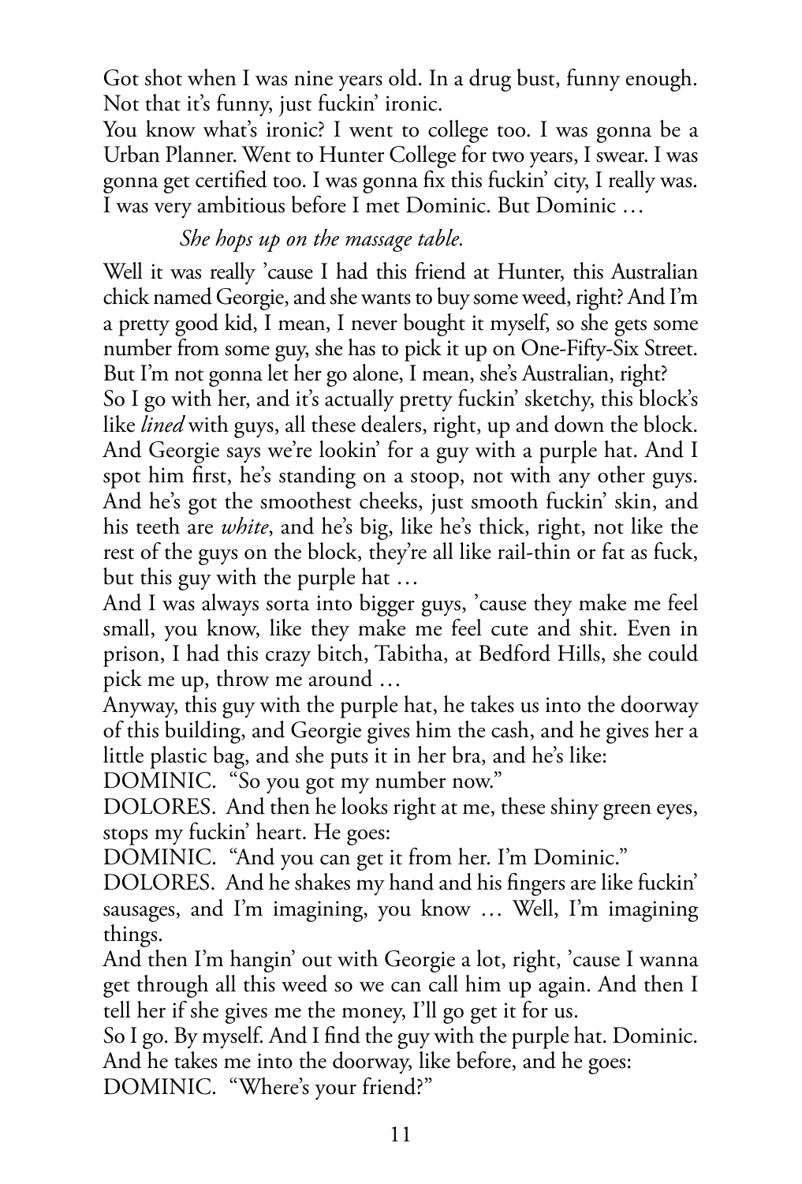Got shot when I was nine years old. In a drug bust, funny enough. Not that it's funny, just fuckin' ironic.

You know what's ironic? I went to college too. I was gonna be a Urban Planner. Went to Hunter College for two years, I swear. I was gonna get certified too. I was gonna fix this fuckin' city, I really was. I was very ambitious before I met Dominic. But Dominic …

*She hops up on the massage table.*

Well it was really 'cause I had this friend at Hunter, this Australian chick named Georgie, and she wants to buy some weed, right? And I'm a pretty good kid, I mean, I never bought it myself, so she gets some number from some guy, she has to pick it up on One-Fifty-Six Street. But I'm not gonna let her go alone, I mean, she's Australian, right?

So I go with her, and it's actually pretty fuckin' sketchy, this block's like *lined* with guys, all these dealers, right, up and down the block. And Georgie says we're lookin' for a guy with a purple hat. And I spot him first, he's standing on a stoop, not with any other guys. And he's got the smoothest cheeks, just smooth fuckin' skin, and his teeth are *white*, and he's big, like he's thick, right, not like the rest of the guys on the block, they're all like rail-thin or fat as fuck, but this guy with the purple hat …

And I was always sorta into bigger guys, 'cause they make me feel small, you know, like they make me feel cute and shit. Even in prison, I had this crazy bitch, Tabitha, at Bedford Hills, she could pick me up, throw me around …

Anyway, this guy with the purple hat, he takes us into the doorway of this building, and Georgie gives him the cash, and he gives her a little plastic bag, and she puts it in her bra, and he's like:

DOMINIC. "So you got my number now."

DOLORES. And then he looks right at me, these shiny green eyes, stops my fuckin' heart. He goes:

DOMINIC. "And you can get it from her. I'm Dominic."

DOLORES. And he shakes my hand and his fingers are like fuckin' sausages, and I'm imagining, you know … Well, I'm imagining things.

And then I'm hangin' out with Georgie a lot, right, 'cause I wanna get through all this weed so we can call him up again. And then I tell her if she gives me the money, I'll go get it for us.

So I go. By myself. And I find the guy with the purple hat. Dominic. And he takes me into the doorway, like before, and he goes:

DOMINIC. "Where's your friend?"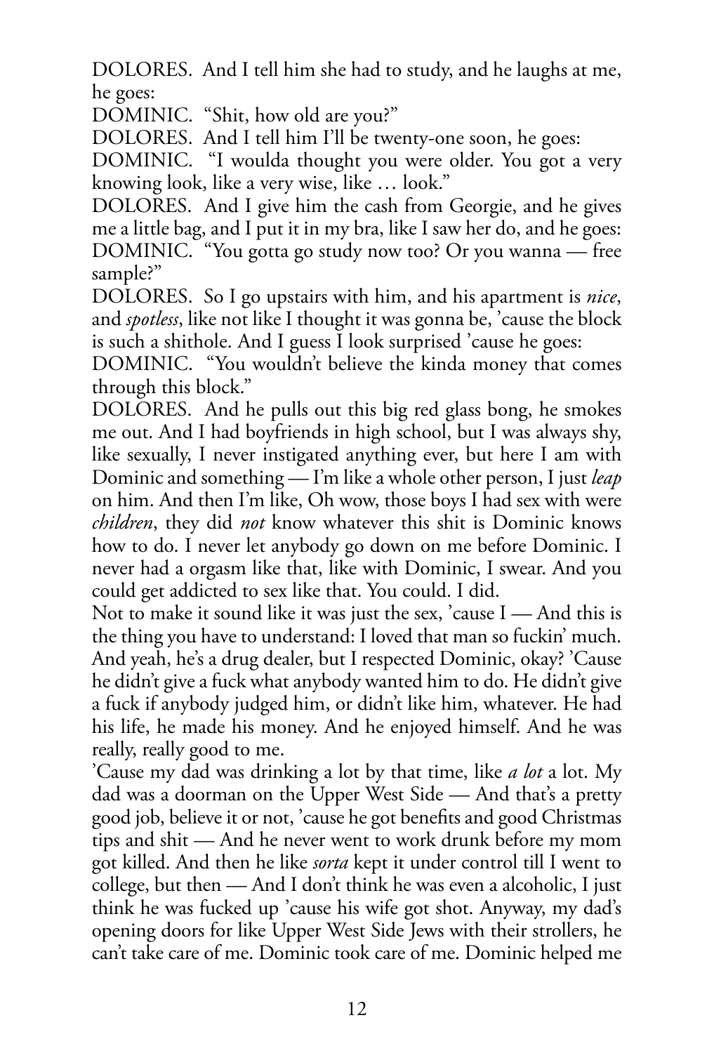DOLORES. And I tell him she had to study, and he laughs at me, he goes:

DOMINIC. "Shit, how old are you?"

DOLORES. And I tell him I'll be twenty-one soon, he goes:

DOMINIC. "I woulda thought you were older. You got a very knowing look, like a very wise, like … look."

DOLORES. And I give him the cash from Georgie, and he gives me a little bag, and I put it in my bra, like I saw her do, and he goes:

DOMINIC. "You gotta go study now too? Or you wanna — free sample?"

DOLORES. So I go upstairs with him, and his apartment is *nice*, and *spotless*, like not like I thought it was gonna be, 'cause the block is such a shithole. And I guess I look surprised 'cause he goes:

DOMINIC. "You wouldn't believe the kinda money that comes through this block."

DOLORES. And he pulls out this big red glass bong, he smokes me out. And I had boyfriends in high school, but I was always shy, like sexually, I never instigated anything ever, but here I am with Dominic and something — I'm like a whole other person, I just *leap* on him. And then I'm like, Oh wow, those boys I had sex with were *children*, they did *not* know whatever this shit is Dominic knows how to do. I never let anybody go down on me before Dominic. I never had a orgasm like that, like with Dominic, I swear. And you could get addicted to sex like that. You could. I did.

Not to make it sound like it was just the sex, 'cause I — And this is the thing you have to understand: I loved that man so fuckin' much. And yeah, he's a drug dealer, but I respected Dominic, okay? 'Cause he didn't give a fuck what anybody wanted him to do. He didn't give a fuck if anybody judged him, or didn't like him, whatever. He had his life, he made his money. And he enjoyed himself. And he was really, really good to me.

'Cause my dad was drinking a lot by that time, like *a lot* a lot. My dad was a doorman on the Upper West Side — And that's a pretty good job, believe it or not, 'cause he got benefits and good Christmas tips and shit — And he never went to work drunk before my mom got killed. And then he like *sorta* kept it under control till I went to college, but then — And I don't think he was even a alcoholic, I just think he was fucked up 'cause his wife got shot. Anyway, my dad's opening doors for like Upper West Side Jews with their strollers, he can't take care of me. Dominic took care of me. Dominic helped me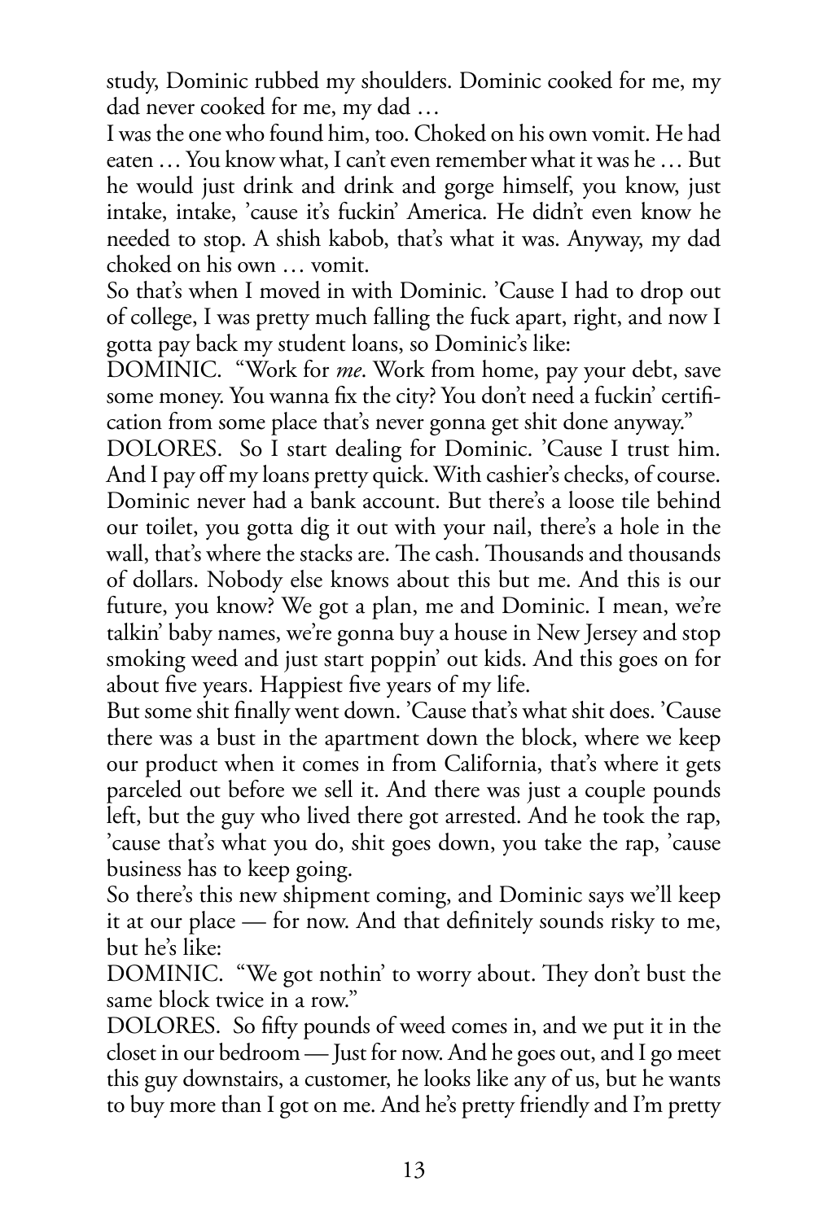study, Dominic rubbed my shoulders. Dominic cooked for me, my dad never cooked for me, my dad …

I was the one who found him, too. Choked on his own vomit. He had eaten … You know what, I can't even remember what it was he … But he would just drink and drink and gorge himself, you know, just intake, intake, 'cause it's fuckin' America. He didn't even know he needed to stop. A shish kabob, that's what it was. Anyway, my dad choked on his own … vomit.

So that's when I moved in with Dominic. 'Cause I had to drop out of college, I was pretty much falling the fuck apart, right, and now I gotta pay back my student loans, so Dominic's like:

DOMINIC. "Work for *me*. Work from home, pay your debt, save some money. You wanna fix the city? You don't need a fuckin' certification from some place that's never gonna get shit done anyway."

DOLORES. So I start dealing for Dominic. 'Cause I trust him. And I pay off my loans pretty quick. With cashier's checks, of course. Dominic never had a bank account. But there's a loose tile behind our toilet, you gotta dig it out with your nail, there's a hole in the wall, that's where the stacks are. The cash. Thousands and thousands of dollars. Nobody else knows about this but me. And this is our future, you know? We got a plan, me and Dominic. I mean, we're talkin' baby names, we're gonna buy a house in New Jersey and stop smoking weed and just start poppin' out kids. And this goes on for about five years. Happiest five years of my life.

But some shit finally went down. 'Cause that's what shit does. 'Cause there was a bust in the apartment down the block, where we keep our product when it comes in from California, that's where it gets parceled out before we sell it. And there was just a couple pounds left, but the guy who lived there got arrested. And he took the rap, 'cause that's what you do, shit goes down, you take the rap, 'cause business has to keep going.

So there's this new shipment coming, and Dominic says we'll keep it at our place — for now. And that definitely sounds risky to me, but he's like:

DOMINIC. "We got nothin' to worry about. They don't bust the same block twice in a row."

DOLORES. So fifty pounds of weed comes in, and we put it in the closet in our bedroom — Just for now. And he goes out, and I go meet this guy downstairs, a customer, he looks like any of us, but he wants to buy more than I got on me. And he's pretty friendly and I'm pretty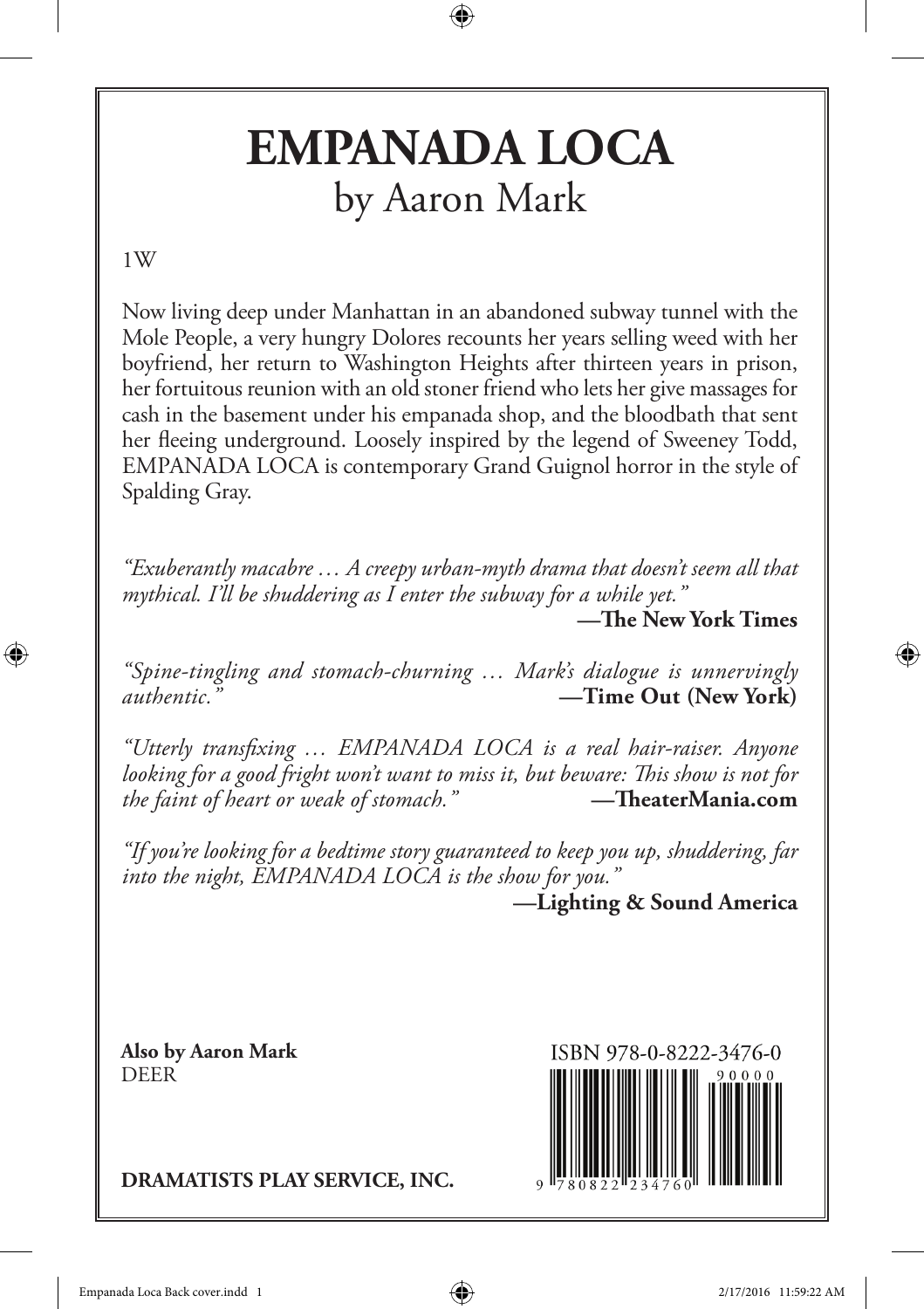# EMPANADA LOCA

## by Aaron Mark

1W

Now living deep under Manhattan in an abandoned subway tunnel with the Mole People, a very hungry Dolores recounts her years selling weed with her boyfriend, her return to Washington Heights after thirteen years in prison, her fortuitous reunion with an old stoner friend who lets her give massages for cash in the basement under his empanada shop, and the bloodbath that sent her fleeing underground. Loosely inspired by the legend of Sweeney Todd, EMPANADA LOCA is contemporary Grand Guignol horror in the style of Spalding Gray.

*"Exuberantly macabre … A creepy urban-myth drama that doesn't seem all that mythical. I'll be shuddering as I enter the subway for a while yet."*
**—The New York Times**

*"Spine-tingling and stomach-churning … Mark's dialogue is unnervingly authentic."*
**—Time Out (New York)**

*"Utterly transfixing … EMPANADA LOCA is a real hair-raiser. Anyone looking for a good fright won't want to miss it, but beware: This show is not for the faint of heart or weak of stomach."*
**—TheaterMania.com**

*"If you're looking for a bedtime story guaranteed to keep you up, shuddering, far into the night, EMPANADA LOCA is the show for you."*
**—Lighting & Sound America**

**Also by Aaron Mark**
DEER

ISBN 978-0-8222-3476-0

**DRAMATISTS PLAY SERVICE, INC.**